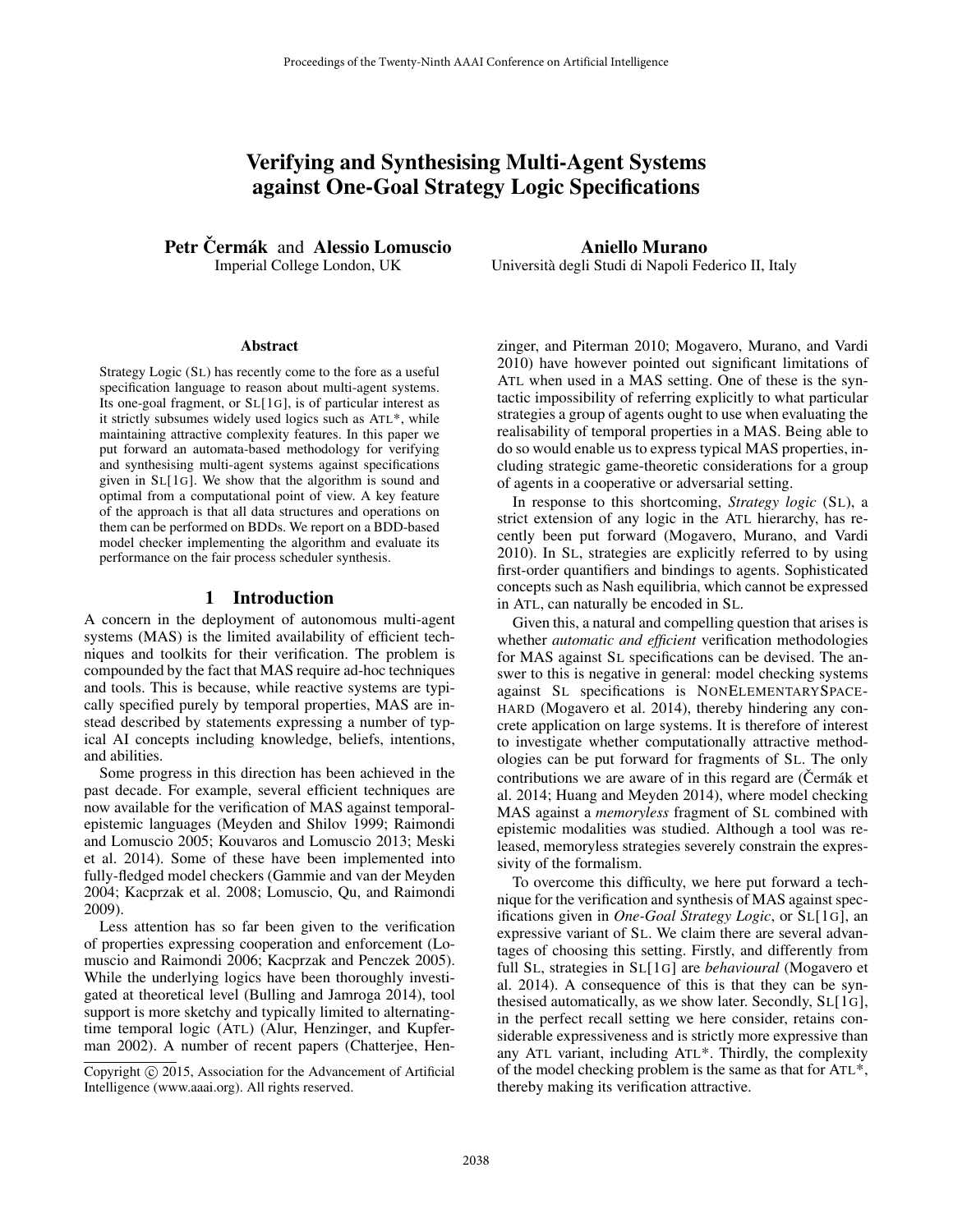# Verifying and Synthesising Multi-Agent Systems against One-Goal Strategy Logic Specifications

**Petr Čermák** and **Alessio Lomuscio**
Imperial College London, UK

**Aniello Murano**
Università degli Studi di Napoli Federico II, Italy

### Abstract

Strategy Logic (SL) has recently come to the fore as a useful specification language to reason about multi-agent systems. Its one-goal fragment, or SL[1G], is of particular interest as it strictly subsumes widely used logics such as ATL*, while maintaining attractive complexity features. In this paper we put forward an automata-based methodology for verifying and synthesising multi-agent systems against specifications given in SL[1G]. We show that the algorithm is sound and optimal from a computational point of view. A key feature of the approach is that all data structures and operations on them can be performed on BDDs. We report on a BDD-based model checker implementing the algorithm and evaluate its performance on the fair process scheduler synthesis.

## 1 Introduction

A concern in the deployment of autonomous multi-agent systems (MAS) is the limited availability of efficient techniques and toolkits for their verification. The problem is compounded by the fact that MAS require ad-hoc techniques and tools. This is because, while reactive systems are typically specified purely by temporal properties, MAS are instead described by statements expressing a number of typical AI concepts including knowledge, beliefs, intentions, and abilities.

Some progress in this direction has been achieved in the past decade. For example, several efficient techniques are now available for the verification of MAS against temporal-epistemic languages (Meyden and Shilov 1999; Raimondi and Lomuscio 2005; Kouvaros and Lomuscio 2013; Meski et al. 2014). Some of these have been implemented into fully-fledged model checkers (Gammie and van der Meyden 2004; Kacprzak et al. 2008; Lomuscio, Qu, and Raimondi 2009).

Less attention has so far been given to the verification of properties expressing cooperation and enforcement (Lomuscio and Raimondi 2006; Kacprzak and Penczek 2005). While the underlying logics have been thoroughly investigated at theoretical level (Bulling and Jamroga 2014), tool support is more sketchy and typically limited to alternating-time temporal logic (ATL) (Alur, Henzinger, and Kupferman 2002). A number of recent papers (Chatterjee, Henzinger, and Piterman 2010; Mogavero, Murano, and Vardi 2010) have however pointed out significant limitations of ATL when used in a MAS setting. One of these is the syntactic impossibility of referring explicitly to what particular strategies a group of agents ought to use when evaluating the realisability of temporal properties in a MAS. Being able to do so would enable us to express typical MAS properties, including strategic game-theoretic considerations for a group of agents in a cooperative or adversarial setting.

In response to this shortcoming, *Strategy logic* (SL), a strict extension of any logic in the ATL hierarchy, has recently been put forward (Mogavero, Murano, and Vardi 2010). In SL, strategies are explicitly referred to by using first-order quantifiers and bindings to agents. Sophisticated concepts such as Nash equilibria, which cannot be expressed in ATL, can naturally be encoded in SL.

Given this, a natural and compelling question that arises is whether *automatic and efficient* verification methodologies for MAS against SL specifications can be devised. The answer to this is negative in general: model checking systems against SL specifications is NONELEMENTARYSPACE-HARD (Mogavero et al. 2014), thereby hindering any concrete application on large systems. It is therefore of interest to investigate whether computationally attractive methodologies can be put forward for fragments of SL. The only contributions we are aware of in this regard are (Čermák et al. 2014; Huang and Meyden 2014), where model checking MAS against a *memoryless* fragment of SL combined with epistemic modalities was studied. Although a tool was released, memoryless strategies severely constrain the expressivity of the formalism.

To overcome this difficulty, we here put forward a technique for the verification and synthesis of MAS against specifications given in *One-Goal Strategy Logic*, or SL[1G], an expressive variant of SL. We claim there are several advantages of choosing this setting. Firstly, and differently from full SL, strategies in SL[1G] are *behavioural* (Mogavero et al. 2014). A consequence of this is that they can be synthesised automatically, as we show later. Secondly, SL[1G], in the perfect recall setting we here consider, retains considerable expressiveness and is strictly more expressive than any ATL variant, including ATL*. Thirdly, the complexity of the model checking problem is the same as that for ATL*, thereby making its verification attractive.

Copyright © 2015, Association for the Advancement of Artificial Intelligence (www.aaai.org). All rights reserved.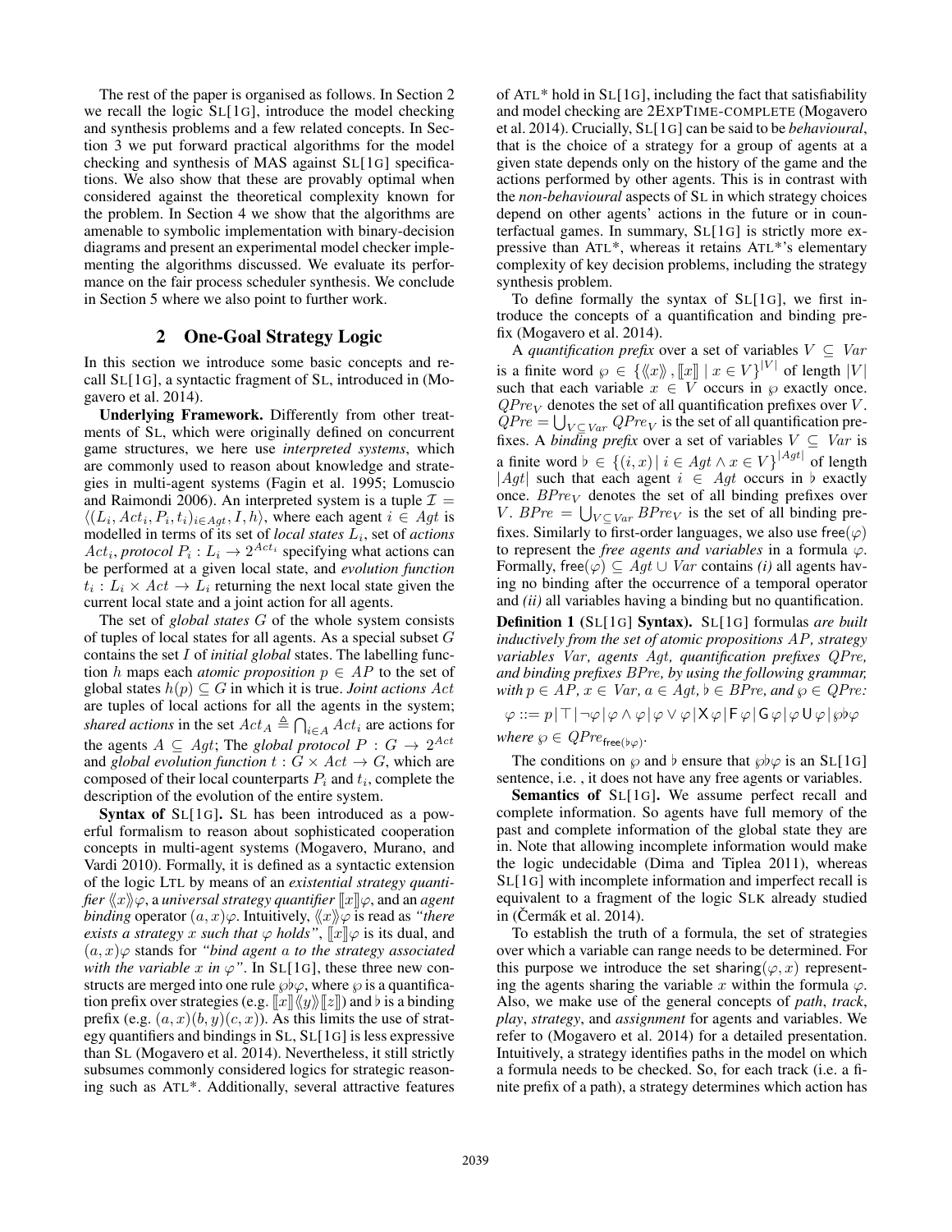The rest of the paper is organised as follows. In Section 2 we recall the logic SL[1G], introduce the model checking and synthesis problems and a few related concepts. In Section 3 we put forward practical algorithms for the model checking and synthesis of MAS against SL[1G] specifications. We also show that these are provably optimal when considered against the theoretical complexity known for the problem. In Section 4 we show that the algorithms are amenable to symbolic implementation with binary-decision diagrams and present an experimental model checker implementing the algorithms discussed. We evaluate its performance on the fair process scheduler synthesis. We conclude in Section 5 where we also point to further work.

## 2 One-Goal Strategy Logic

In this section we introduce some basic concepts and recall SL[1G], a syntactic fragment of SL, introduced in (Mogavero et al. 2014).

**Underlying Framework.** Differently from other treatments of SL, which were originally defined on concurrent game structures, we here use *interpreted systems*, which are commonly used to reason about knowledge and strategies in multi-agent systems (Fagin et al. 1995; Lomuscio and Raimondi 2006). An interpreted system is a tuple $\mathcal{I} = \langle (L_i, Act_i, P_i, t_i)_{i \in Agt}, I, h \rangle$, where each agent $i \in Agt$ is modelled in terms of its set of *local states* $L_i$, set of *actions* $Act_i$, *protocol* $P_i : L_i \to 2^{Act_i}$ specifying what actions can be performed at a given local state, and *evolution function* $t_i : L_i \times Act \to L_i$ returning the next local state given the current local state and a joint action for all agents.

The set of *global states* $G$ of the whole system consists of tuples of local states for all agents. As a special subset $G$ contains the set $I$ of *initial global* states. The labelling function $h$ maps each *atomic proposition* $p \in AP$ to the set of global states $h(p) \subseteq G$ in which it is true. *Joint actions* $Act$ are tuples of local actions for all the agents in the system; *shared actions* in the set $Act_A \triangleq \bigcap_{i \in A} Act_i$ are actions for the agents $A \subseteq Agt$; The *global protocol* $P : G \to 2^{Act}$ and *global evolution function* $t : G \times Act \to G$, which are composed of their local counterparts $P_i$ and $t_i$, complete the description of the evolution of the entire system.

**Syntax of** SL[1G]**.** SL has been introduced as a powerful formalism to reason about sophisticated cooperation concepts in multi-agent systems (Mogavero, Murano, and Vardi 2010). Formally, it is defined as a syntactic extension of the logic LTL by means of an *existential strategy quantifier* $\langle\!\langle x \rangle\!\rangle \varphi$, a *universal strategy quantifier* $[\![x]\!]\varphi$, and an *agent binding* operator $(a, x)\varphi$. Intuitively, $\langle\!\langle x \rangle\!\rangle \varphi$ is read as *"there exists a strategy $x$ such that $\varphi$ holds"*, $[\![x]\!]\varphi$ is its dual, and $(a, x)\varphi$ stands for *"bind agent $a$ to the strategy associated with the variable $x$ in $\varphi$"*. In SL[1G], these three new constructs are merged into one rule $\wp\flat\varphi$, where $\wp$ is a quantification prefix over strategies (e.g. $[\![x]\!]\langle\!\langle y \rangle\!\rangle[\![z]\!]$) and $\flat$ is a binding prefix (e.g. $(a, x)(b, y)(c, x)$). As this limits the use of strategy quantifiers and bindings in SL, SL[1G] is less expressive than SL (Mogavero et al. 2014). Nevertheless, it still strictly subsumes commonly considered logics for strategic reasoning such as ATL*. Additionally, several attractive features of ATL* hold in SL[1G], including the fact that satisfiability and model checking are 2EXPTIME-COMPLETE (Mogavero et al. 2014). Crucially, SL[1G] can be said to be *behavioural*, that is the choice of a strategy for a group of agents at a given state depends only on the history of the game and the actions performed by other agents. This is in contrast with the *non-behavioural* aspects of SL in which strategy choices depend on other agents' actions in the future or in counterfactual games. In summary, SL[1G] is strictly more expressive than ATL*, whereas it retains ATL*'s elementary complexity of key decision problems, including the strategy synthesis problem.

To define formally the syntax of SL[1G], we first introduce the concepts of a quantification and binding prefix (Mogavero et al. 2014).

A *quantification prefix* over a set of variables $V \subseteq Var$ is a finite word $\wp \in \{\langle\!\langle x \rangle\!\rangle, [\![x]\!] \mid x \in V\}^{|V|}$ of length $|V|$ such that each variable $x \in V$ occurs in $\wp$ exactly once. $QPre_V$ denotes the set of all quantification prefixes over $V$. $QPre = \bigcup_{V \subseteq Var} QPre_V$ is the set of all quantification prefixes. A *binding prefix* over a set of variables $V \subseteq Var$ is a finite word $\flat \in \{(i, x) \mid i \in Agt \wedge x \in V\}^{|Agt|}$ of length $|Agt|$ such that each agent $i \in Agt$ occurs in $\flat$ exactly once. $BPre_V$ denotes the set of all binding prefixes over $V$. $BPre = \bigcup_{V \subseteq Var} BPre_V$ is the set of all binding prefixes. Similarly to first-order languages, we also use $\mathsf{free}(\varphi)$ to represent the *free agents and variables* in a formula $\varphi$. Formally, $\mathsf{free}(\varphi) \subseteq Agt \cup Var$ contains *(i)* all agents having no binding after the occurrence of a temporal operator and *(ii)* all variables having a binding but no quantification.

**Definition 1** (SL[1G] **Syntax).** *SL[1G] formulas are built inductively from the set of atomic propositions $AP$, strategy variables $Var$, agents $Agt$, quantification prefixes $QPre$, and binding prefixes $BPre$, by using the following grammar, with $p \in AP$, $x \in Var$, $a \in Agt$, $\flat \in BPre$, and $\wp \in QPre$:*

$$\varphi ::= p \mid \top \mid \neg\varphi \mid \varphi \wedge \varphi \mid \varphi \vee \varphi \mid \mathsf{X}\,\varphi \mid \mathsf{F}\,\varphi \mid \mathsf{G}\,\varphi \mid \varphi\,\mathsf{U}\,\varphi \mid \wp\flat\varphi$$

*where $\wp \in QPre_{\mathsf{free}(\flat\varphi)}$.*

The conditions on $\wp$ and $\flat$ ensure that $\wp\flat\varphi$ is an SL[1G] sentence, i.e. , it does not have any free agents or variables.

**Semantics of** SL[1G]**.** We assume perfect recall and complete information. So agents have full memory of the past and complete information of the global state they are in. Note that allowing incomplete information would make the logic undecidable (Dima and Tiplea 2011), whereas SL[1G] with incomplete information and imperfect recall is equivalent to a fragment of the logic SLK already studied in (Čermák et al. 2014).

To establish the truth of a formula, the set of strategies over which a variable can range needs to be determined. For this purpose we introduce the set $\mathsf{sharing}(\varphi, x)$ representing the agents sharing the variable $x$ within the formula $\varphi$. Also, we make use of the general concepts of *path*, *track*, *play*, *strategy*, and *assignment* for agents and variables. We refer to (Mogavero et al. 2014) for a detailed presentation. Intuitively, a strategy identifies paths in the model on which a formula needs to be checked. So, for each track (i.e. a finite prefix of a path), a strategy determines which action has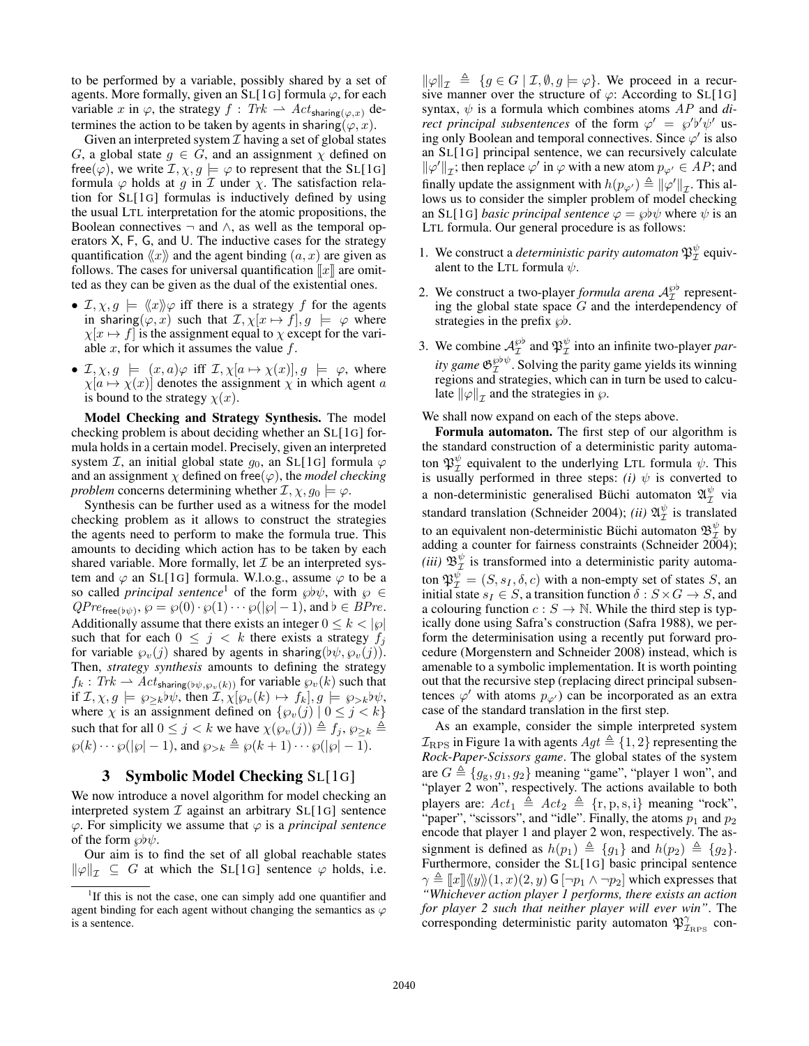to be performed by a variable, possibly shared by a set of agents. More formally, given an SL[1G] formula $\varphi$, for each variable $x$ in $\varphi$, the strategy $f : Trk \rightharpoonup Act_{\mathsf{sharing}(\varphi,x)}$ determines the action to be taken by agents in $\mathsf{sharing}(\varphi, x)$.

Given an interpreted system $\mathcal{I}$ having a set of global states $G$, a global state $g \in G$, and an assignment $\chi$ defined on $\mathsf{free}(\varphi)$, we write $\mathcal{I}, \chi, g \models \varphi$ to represent that the SL[1G] formula $\varphi$ holds at $g$ in $\mathcal{I}$ under $\chi$. The satisfaction relation for SL[1G] formulas is inductively defined by using the usual LTL interpretation for the atomic propositions, the Boolean connectives $\neg$ and $\wedge$, as well as the temporal operators X, F, G, and U. The inductive cases for the strategy quantification $\langle\!\langle x \rangle\!\rangle$ and the agent binding $(a, x)$ are given as follows. The cases for universal quantification $[\![ x ]\!]$ are omitted as they can be given as the dual of the existential ones.

- $\mathcal{I}, \chi, g \models \langle\!\langle x \rangle\!\rangle \varphi$ iff there is a strategy $f$ for the agents in $\mathsf{sharing}(\varphi, x)$ such that $\mathcal{I}, \chi[x \mapsto f], g \models \varphi$ where $\chi[x \mapsto f]$ is the assignment equal to $\chi$ except for the variable $x$, for which it assumes the value $f$.
- $\mathcal{I}, \chi, g \models (x, a)\varphi$ iff $\mathcal{I}, \chi[a \mapsto \chi(x)], g \models \varphi$, where $\chi[a \mapsto \chi(x)]$ denotes the assignment $\chi$ in which agent $a$ is bound to the strategy $\chi(x)$.

**Model Checking and Strategy Synthesis.** The model checking problem is about deciding whether an SL[1G] formula holds in a certain model. Precisely, given an interpreted system $\mathcal{I}$, an initial global state $g_0$, an SL[1G] formula $\varphi$ and an assignment $\chi$ defined on $\mathsf{free}(\varphi)$, the *model checking problem* concerns determining whether $\mathcal{I}, \chi, g_0 \models \varphi$.

Synthesis can be further used as a witness for the model checking problem as it allows to construct the strategies the agents need to perform to make the formula true. This amounts to deciding which action has to be taken by each shared variable. More formally, let $\mathcal{I}$ be an interpreted system and $\varphi$ an SL[1G] formula. W.l.o.g., assume $\varphi$ to be a so called *principal sentence*[1] of the form $\wp\flat\psi$, with $\wp \in QPre_{\mathsf{free}(\flat\psi)}$, $\wp = \wp(0) \cdot \wp(1) \cdots \wp(|\wp| - 1)$, and $\flat \in BPre$. Additionally assume that there exists an integer $0 \leq k < |\wp|$ such that for each $0 \leq j < k$ there exists a strategy $f_j$ for variable $\wp_v(j)$ shared by agents in $\mathsf{sharing}(\flat\psi, \wp_v(j))$. Then, *strategy synthesis* amounts to defining the strategy $f_k : Trk \rightharpoonup Act_{\mathsf{sharing}(\flat\psi,\wp_v(k))}$ for variable $\wp_v(k)$ such that if $\mathcal{I}, \chi, g \models \wp_{\geq k}\flat\psi$, then $\mathcal{I}, \chi[\wp_v(k) \mapsto f_k], g \models \wp_{>k}\flat\psi$, where $\chi$ is an assignment defined on $\{\wp_v(j) \mid 0 \leq j < k\}$ such that for all $0 \leq j < k$ we have $\chi(\wp_v(j)) \triangleq f_j$, $\wp_{\geq k} \triangleq \wp(k) \cdots \wp(|\wp| - 1)$, and $\wp_{>k} \triangleq \wp(k + 1) \cdots \wp(|\wp| - 1)$.

## 3 Symbolic Model Checking SL[1G]

We now introduce a novel algorithm for model checking an interpreted system $\mathcal{I}$ against an arbitrary SL[1G] sentence $\varphi$. For simplicity we assume that $\varphi$ is a *principal sentence* of the form $\wp\flat\psi$.

Our aim is to find the set of all global reachable states $\|\varphi\|_{\mathcal{I}} \subseteq G$ at which the SL[1G] sentence $\varphi$ holds, i.e. $\|\varphi\|_{\mathcal{I}} \triangleq \{g \in G \mid \mathcal{I}, \emptyset, g \models \varphi\}$. We proceed in a recursive manner over the structure of $\varphi$: According to SL[1G] syntax, $\psi$ is a formula which combines atoms $AP$ and *direct principal subsentences* of the form $\varphi' = \wp'\flat'\psi'$ using only Boolean and temporal connectives. Since $\varphi'$ is also an SL[1G] principal sentence, we can recursively calculate $\|\varphi'\|_{\mathcal{I}}$; then replace $\varphi'$ in $\varphi$ with a new atom $p_{\varphi'} \in AP$; and finally update the assignment with $h(p_{\varphi'}) \triangleq \|\varphi'\|_{\mathcal{I}}$. This allows us to consider the simpler problem of model checking an SL[1G] *basic principal sentence* $\varphi = \wp\flat\psi$ where $\psi$ is an LTL formula. Our general procedure is as follows:

1. We construct a *deterministic parity automaton* $\mathfrak{P}^{\psi}_{\mathcal{I}}$ equivalent to the LTL formula $\psi$.
2. We construct a two-player *formula arena* $\mathcal{A}^{\wp\flat}_{\mathcal{I}}$ representing the global state space $G$ and the interdependency of strategies in the prefix $\wp\flat$.
3. We combine $\mathcal{A}^{\wp\flat}_{\mathcal{I}}$ and $\mathfrak{P}^{\psi}_{\mathcal{I}}$ into an infinite two-player *parity game* $\mathfrak{G}^{\wp\flat\psi}_{\mathcal{I}}$. Solving the parity game yields its winning regions and strategies, which can in turn be used to calculate $\|\varphi\|_{\mathcal{I}}$ and the strategies in $\wp$.

We shall now expand on each of the steps above.

**Formula automaton.** The first step of our algorithm is the standard construction of a deterministic parity automaton $\mathfrak{P}^{\psi}_{\mathcal{I}}$ equivalent to the underlying LTL formula $\psi$. This is usually performed in three steps: *(i)* $\psi$ is converted to a non-deterministic generalised Büchi automaton $\mathfrak{A}^{\psi}_{\mathcal{I}}$ via standard translation (Schneider 2004); *(ii)* $\mathfrak{A}^{\psi}_{\mathcal{I}}$ is translated to an equivalent non-deterministic Büchi automaton $\mathfrak{B}^{\psi}_{\mathcal{I}}$ by adding a counter for fairness constraints (Schneider 2004); *(iii)* $\mathfrak{B}^{\psi}_{\mathcal{I}}$ is transformed into a deterministic parity automaton $\mathfrak{P}^{\psi}_{\mathcal{I}} = (S, s_I, \delta, c)$ with a non-empty set of states $S$, an initial state $s_I \in S$, a transition function $\delta : S \times G \to S$, and a colouring function $c : S \to \mathbb{N}$. While the third step is typically done using Safra's construction (Safra 1988), we perform the determinisation using a recently put forward procedure (Morgenstern and Schneider 2008) instead, which is amenable to a symbolic implementation. It is worth pointing out that the recursive step (replacing direct principal subsentences $\varphi'$ with atoms $p_{\varphi'}$) can be incorporated as an extra case of the standard translation in the first step.

As an example, consider the simple interpreted system $\mathcal{I}_{\mathrm{RPS}}$ in Figure 1a with agents $Agt \triangleq \{1, 2\}$ representing the *Rock-Paper-Scissors game*. The global states of the system are $G \triangleq \{g_{\mathrm{g}}, g_1, g_2\}$ meaning "game", "player 1 won", and "player 2 won", respectively. The actions available to both players are: $Act_1 \triangleq Act_2 \triangleq \{\mathrm{r}, \mathrm{p}, \mathrm{s}, \mathrm{i}\}$ meaning "rock", "paper", "scissors", and "idle". Finally, the atoms $p_1$ and $p_2$ encode that player 1 and player 2 won, respectively. The assignment is defined as $h(p_1) \triangleq \{g_1\}$ and $h(p_2) \triangleq \{g_2\}$. Furthermore, consider the SL[1G] basic principal sentence $\gamma \triangleq [\![ x ]\!] \langle\!\langle y \rangle\!\rangle (1, x)(2, y)\, \mathsf{G}\, [\neg p_1 \wedge \neg p_2]$ which expresses that *"Whichever action player 1 performs, there exists an action for player 2 such that neither player will ever win"*. The corresponding deterministic parity automaton $\mathfrak{P}^{\gamma}_{\mathcal{I}_{\mathrm{RPS}}}$ con-

[1] If this is not the case, one can simply add one quantifier and agent binding for each agent without changing the semantics as $\varphi$ is a sentence.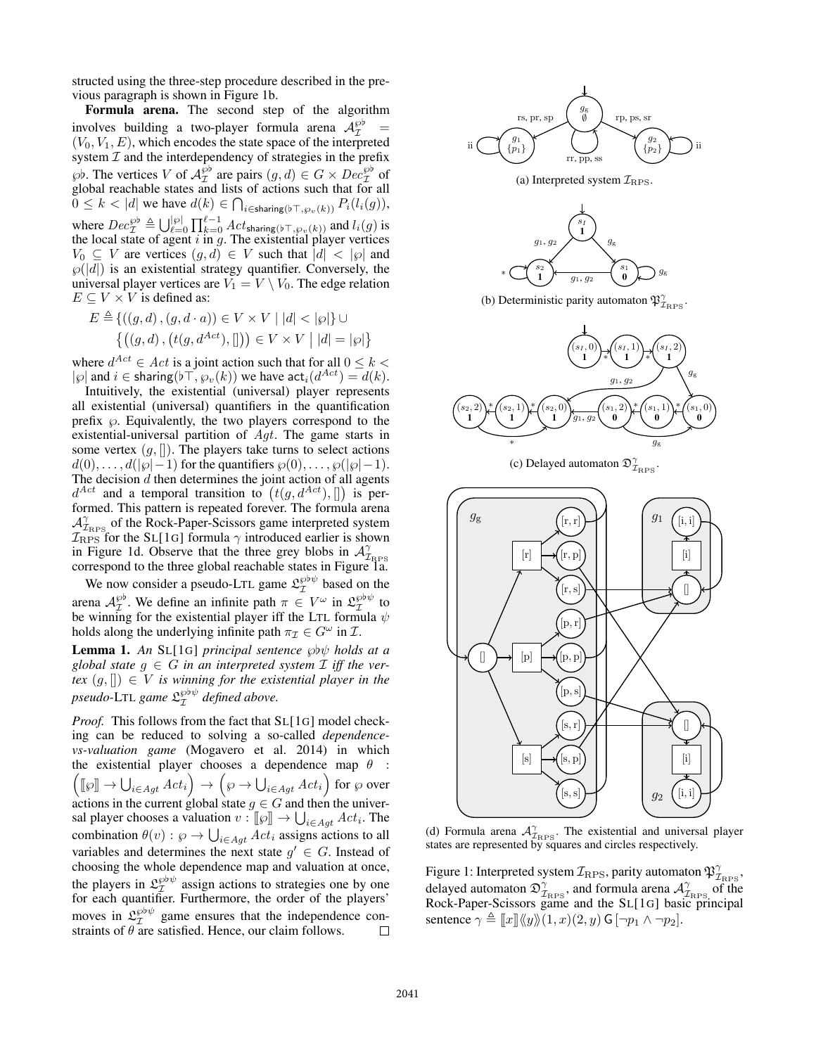structed using the three-step procedure described in the previous paragraph is shown in Figure 1b.

**Formula arena.** The second step of the algorithm involves building a two-player formula arena $\mathcal{A}_{\mathcal{I}}^{\wp\flat} = (V_0, V_1, E)$, which encodes the state space of the interpreted system $\mathcal{I}$ and the interdependency of strategies in the prefix $\wp\flat$. The vertices $V$ of $\mathcal{A}_{\mathcal{I}}^{\wp\flat}$ are pairs $(g, d) \in G \times Dec_{\mathcal{I}}^{\wp\flat}$ of global reachable states and lists of actions such that for all $0 \leq k < |d|$ we have $d(k) \in \bigcap_{i \in \mathsf{sharing}(\flat\top, \wp_v(k))} P_i(l_i(g))$, where $Dec_{\mathcal{I}}^{\wp\flat} \triangleq \bigcup_{\ell=0}^{|\wp|} \prod_{k=0}^{\ell-1} Act_{\mathsf{sharing}(\flat\top, \wp_v(k))}$ and $l_i(g)$ is the local state of agent $i$ in $g$. The existential player vertices $V_0 \subseteq V$ are vertices $(g, d) \in V$ such that $|d| < |\wp|$ and $\wp(|d|)$ is an existential strategy quantifier. Conversely, the universal player vertices are $V_1 = V \setminus V_0$. The edge relation $E \subseteq V \times V$ is defined as:

$$E \triangleq \{((g, d), (g, d \cdot a)) \in V \times V \mid |d| < |\wp|\} \cup \left\{\left((g, d), \left(t(g, d^{Act}), []\right)\right) \in V \times V \;\middle|\; |d| = |\wp|\right\}$$

where $d^{Act} \in Act$ is a joint action such that for all $0 \leq k < |\wp|$ and $i \in \mathsf{sharing}(\flat\top, \wp_v(k))$ we have $\mathsf{act}_i(d^{Act}) = d(k)$.

Intuitively, the existential (universal) player represents all existential (universal) quantifiers in the quantification prefix $\wp$. Equivalently, the two players correspond to the existential-universal partition of $Agt$. The game starts in some vertex $(g, [])$. The players take turns to select actions $d(0), \ldots, d(|\wp|-1)$ for the quantifiers $\wp(0), \ldots, \wp(|\wp|-1)$. The decision $d$ then determines the joint action of all agents $d^{Act}$ and a temporal transition to $\left(t(g, d^{Act}), []\right)$ is performed. This pattern is repeated forever. The formula arena $\mathcal{A}_{\mathcal{I}_{\mathrm{RPS}}}^{\gamma}$ of the Rock-Paper-Scissors game interpreted system $\mathcal{I}_{\mathrm{RPS}}$ for the SL[1G] formula $\gamma$ introduced earlier is shown in Figure 1d. Observe that the three grey blobs in $\mathcal{A}_{\mathcal{I}_{\mathrm{RPS}}}^{\gamma}$ correspond to the three global reachable states in Figure 1a.

We now consider a pseudo-LTL game $\mathfrak{L}_{\mathcal{I}}^{\wp\flat\psi}$ based on the arena $\mathcal{A}_{\mathcal{I}}^{\wp\flat}$. We define an infinite path $\pi \in V^\omega$ in $\mathfrak{L}_{\mathcal{I}}^{\wp\flat\psi}$ to be winning for the existential player iff the LTL formula $\psi$ holds along the underlying infinite path $\pi_{\mathcal{I}} \in G^\omega$ in $\mathcal{I}$.

**Lemma 1.** *An* SL[1G] *principal sentence $\wp\flat\psi$ holds at a global state $g \in G$ in an interpreted system $\mathcal{I}$ iff the vertex $(g, []) \in V$ is winning for the existential player in the pseudo-*LTL *game $\mathfrak{L}_{\mathcal{I}}^{\wp\flat\psi}$ defined above.*

*Proof.* This follows from the fact that SL[1G] model checking can be reduced to solving a so-called *dependence-vs-valuation game* (Mogavero et al. 2014) in which the existential player chooses a dependence map $\theta : \left([\![\wp]\!] \to \bigcup_{i \in Agt} Act_i\right) \to \left(\wp \to \bigcup_{i \in Agt} Act_i\right)$ for $\wp$ over actions in the current global state $g \in G$ and then the universal player chooses a valuation $v : [\![\wp]\!] \to \bigcup_{i \in Agt} Act_i$. The combination $\theta(v) : \wp \to \bigcup_{i \in Agt} Act_i$ assigns actions to all variables and determines the next state $g' \in G$. Instead of choosing the whole dependence map and valuation at once, the players in $\mathfrak{L}_{\mathcal{I}}^{\wp\flat\psi}$ assign actions to strategies one by one for each quantifier. Furthermore, the order of the players' moves in $\mathfrak{L}_{\mathcal{I}}^{\wp\flat\psi}$ game ensures that the independence constraints of $\theta$ are satisfied. Hence, our claim follows. ∎

(a) Interpreted system $\mathcal{I}_{\mathrm{RPS}}$.

(b) Deterministic parity automaton $\mathfrak{P}_{\mathcal{I}_{\mathrm{RPS}}}^{\gamma}$.

(c) Delayed automaton $\mathfrak{D}_{\mathcal{I}_{\mathrm{RPS}}}^{\gamma}$.

(d) Formula arena $\mathcal{A}_{\mathcal{I}_{\mathrm{RPS}}}^{\gamma}$. The existential and universal player states are represented by squares and circles respectively.

Figure 1: Interpreted system $\mathcal{I}_{\mathrm{RPS}}$, parity automaton $\mathfrak{P}_{\mathcal{I}_{\mathrm{RPS}}}^{\gamma}$, delayed automaton $\mathfrak{D}_{\mathcal{I}_{\mathrm{RPS}}}^{\gamma}$, and formula arena $\mathcal{A}_{\mathcal{I}_{\mathrm{RPS}}}^{\gamma}$ of the Rock-Paper-Scissors game and the SL[1G] basic principal sentence $\gamma \triangleq [\![x]\!]\langle\!\langle y\rangle\!\rangle(1, x)(2, y)\, \mathsf{G}\, [\neg p_1 \wedge \neg p_2]$.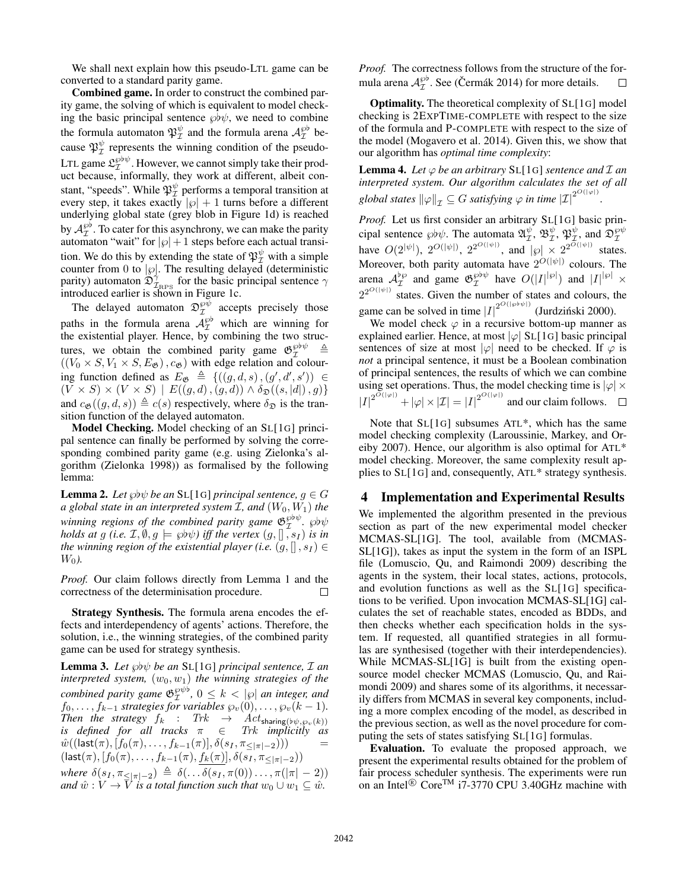We shall next explain how this pseudo-LTL game can be converted to a standard parity game.

**Combined game.** In order to construct the combined parity game, the solving of which is equivalent to model checking the basic principal sentence $\wp\flat\psi$, we need to combine the formula automaton $\mathfrak{P}^{\psi}_{\mathcal{I}}$ and the formula arena $\mathcal{A}^{\wp\flat}_{\mathcal{I}}$ because $\mathfrak{P}^{\psi}_{\mathcal{I}}$ represents the winning condition of the pseudo-LTL game $\mathfrak{L}^{\wp\flat\psi}_{\mathcal{I}}$. However, we cannot simply take their product because, informally, they work at different, albeit constant, "speeds". While $\mathfrak{P}^{\psi}_{\mathcal{I}}$ performs a temporal transition at every step, it takes exactly $|\wp| + 1$ turns before a different underlying global state (grey blob in Figure 1d) is reached by $\mathcal{A}^{\wp\flat}_{\mathcal{I}}$. To cater for this asynchrony, we can make the parity automaton "wait" for $|\wp|+1$ steps before each actual transition. We do this by extending the state of $\mathfrak{P}^{\psi}_{\mathcal{I}}$ with a simple counter from 0 to $|\wp|$. The resulting delayed (deterministic parity) automaton $\mathfrak{D}^{\gamma}_{\mathcal{I}_{\text{RPS}}}$ for the basic principal sentence $\gamma$ introduced earlier is shown in Figure 1c.

The delayed automaton $\mathfrak{D}^{\wp\psi}_{\mathcal{I}}$ accepts precisely those paths in the formula arena $\mathcal{A}^{\wp\flat}_{\mathcal{I}}$ which are winning for the existential player. Hence, by combining the two structures, we obtain the combined parity game $\mathfrak{G}^{\wp\flat\psi}_{\mathcal{I}} \triangleq ((V_0 \times S, V_1 \times S, E_{\mathfrak{G}}), c_{\mathfrak{G}})$ with edge relation and colouring function defined as $E_{\mathfrak{G}} \triangleq \{((g,d,s),(g',d',s')) \in (V \times S) \times (V \times S) \mid E((g,d),(g,d)) \wedge \delta_{\mathfrak{D}}((s,|d|),g)\}$ and $c_{\mathfrak{G}}((g,d,s)) \triangleq c(s)$ respectively, where $\delta_{\mathfrak{D}}$ is the transition function of the delayed automaton.

**Model Checking.** Model checking of an SL[1G] principal sentence can finally be performed by solving the corresponding combined parity game (e.g. using Zielonka's algorithm (Zielonka 1998)) as formalised by the following lemma:

**Lemma 2.** *Let $\wp\flat\psi$ be an* SL[1G] *principal sentence, $g \in G$ a global state in an interpreted system $\mathcal{I}$, and $(W_0, W_1)$ the winning regions of the combined parity game $\mathfrak{G}^{\wp\flat\psi}_{\mathcal{I}}$. $\wp\flat\psi$ holds at $g$ (i.e. $\mathcal{I}, \emptyset, g \models \wp\flat\psi$) iff the vertex $(g, [\,], s_I)$ is in the winning region of the existential player (i.e. $(g,[\,],s_I) \in W_0$).*

*Proof.* Our claim follows directly from Lemma 1 and the correctness of the determinisation procedure. □

**Strategy Synthesis.** The formula arena encodes the effects and interdependency of agents' actions. Therefore, the solution, i.e., the winning strategies, of the combined parity game can be used for strategy synthesis.

**Lemma 3.** *Let $\wp\flat\psi$ be an* SL[1G] *principal sentence, $\mathcal{I}$ an interpreted system, $(w_0, w_1)$ the winning strategies of the combined parity game $\mathfrak{G}^{\wp\flat\psi}_{\mathcal{I}}$, $0 \le k < |\wp|$ an integer, and $f_0, \ldots, f_{k-1}$ strategies for variables $\wp_v(0), \ldots, \wp_v(k-1)$. Then the strategy $f_k : Trk \rightarrow Act_{\mathsf{sharing}(\flat\psi, \wp_v(k))}$ is defined for all tracks $\pi \in Trk$ implicitly as $\hat{w}((\mathsf{last}(\pi), [f_0(\pi), \ldots, f_{k-1}(\pi)], \delta(s_I, \pi_{\le |\pi|-2}))) = (\mathsf{last}(\pi), [f_0(\pi), \ldots, f_{k-1}(\pi), f_k(\pi)], \delta(s_I, \pi_{\le|\pi|-2}))$ where $\delta(s_I, \pi_{\le|\pi|-2}) \triangleq \delta(\ldots\delta(s_I, \pi(0))\ldots, \pi(|\pi|-2))$ and $\hat{w} : V \rightarrow V$ is a total function such that $w_0 \cup w_1 \subseteq \hat{w}$.*

*Proof.* The correctness follows from the structure of the formula arena $\mathcal{A}^{\wp\flat}_{\mathcal{I}}$. See (Čermák 2014) for more details. □

**Optimality.** The theoretical complexity of SL[1G] model checking is 2EXPTIME-COMPLETE with respect to the size of the formula and P-COMPLETE with respect to the size of the model (Mogavero et al. 2014). Given this, we show that our algorithm has *optimal time complexity*:

**Lemma 4.** *Let $\varphi$ be an arbitrary* SL[1G] *sentence and $\mathcal{I}$ an interpreted system. Our algorithm calculates the set of all global states $\|\varphi\|_{\mathcal{I}} \subseteq G$ satisfying $\varphi$ in time $|\mathcal{I}|^{2^{O(|\varphi|)}}$.*

*Proof.* Let us first consider an arbitrary SL[1G] basic principal sentence $\wp\flat\psi$. The automata $\mathfrak{A}^{\psi}_{\mathcal{I}}$, $\mathfrak{B}^{\psi}_{\mathcal{I}}$, $\mathfrak{P}^{\psi}_{\mathcal{I}}$, and $\mathfrak{D}^{\wp\psi}_{\mathcal{I}}$ have $O(2^{|\psi|})$, $2^{O(|\psi|)}$, $2^{2^{O(|\psi|)}}$, and $|\wp| \times 2^{2^{O(|\psi|)}}$ states. Moreover, both parity automata have $2^{O(|\psi|)}$ colours. The arena $\mathcal{A}^{\flat\wp}_{\mathcal{I}}$ and game $\mathfrak{G}^{\wp\flat\psi}_{\mathcal{I}}$ have $O(|I|^{|\wp|})$ and $|I|^{|\wp|} \times 2^{2^{O(|\psi|)}}$ states. Given the number of states and colours, the game can be solved in time $|I|^{2^{O(|\wp\flat\psi|)}}$ (Jurdziński 2000).

We model check $\varphi$ in a recursive bottom-up manner as explained earlier. Hence, at most $|\varphi|$ SL[1G] basic principal sentences of size at most $|\varphi|$ need to be checked. If $\varphi$ is *not* a principal sentence, it is a Boolean combination of principal sentences, the results of which we can combine using set operations. Thus, the model checking time is $|\varphi| \times |I|^{2^{O(|\varphi|)}} + |\varphi| \times |\mathcal{I}| = |I|^{2^{O(|\varphi|)}}$ and our claim follows. □

Note that SL[1G] subsumes ATL\*, which has the same model checking complexity (Laroussinie, Markey, and Oreiby 2007). Hence, our algorithm is also optimal for ATL\* model checking. Moreover, the same complexity result applies to SL[1G] and, consequently, ATL\* strategy synthesis.

## 4 Implementation and Experimental Results

We implemented the algorithm presented in the previous section as part of the new experimental model checker MCMAS-SL[1G]. The tool, available from (MCMAS-SL[1G]), takes as input the system in the form of an ISPL file (Lomuscio, Qu, and Raimondi 2009) describing the agents in the system, their local states, actions, protocols, and evolution functions as well as the SL[1G] specifications to be verified. Upon invocation MCMAS-SL[1G] calculates the set of reachable states, encoded as BDDs, and then checks whether each specification holds in the system. If requested, all quantified strategies in all formulas are synthesised (together with their interdependencies). While MCMAS-SL[1G] is built from the existing open-source model checker MCMAS (Lomuscio, Qu, and Raimondi 2009) and shares some of its algorithms, it necessarily differs from MCMAS in several key components, including a more complex encoding of the model, as described in the previous section, as well as the novel procedure for computing the sets of states satisfying SL[1G] formulas.

**Evaluation.** To evaluate the proposed approach, we present the experimental results obtained for the problem of fair process scheduler synthesis. The experiments were run on an Intel® Core™ i7-3770 CPU 3.40GHz machine with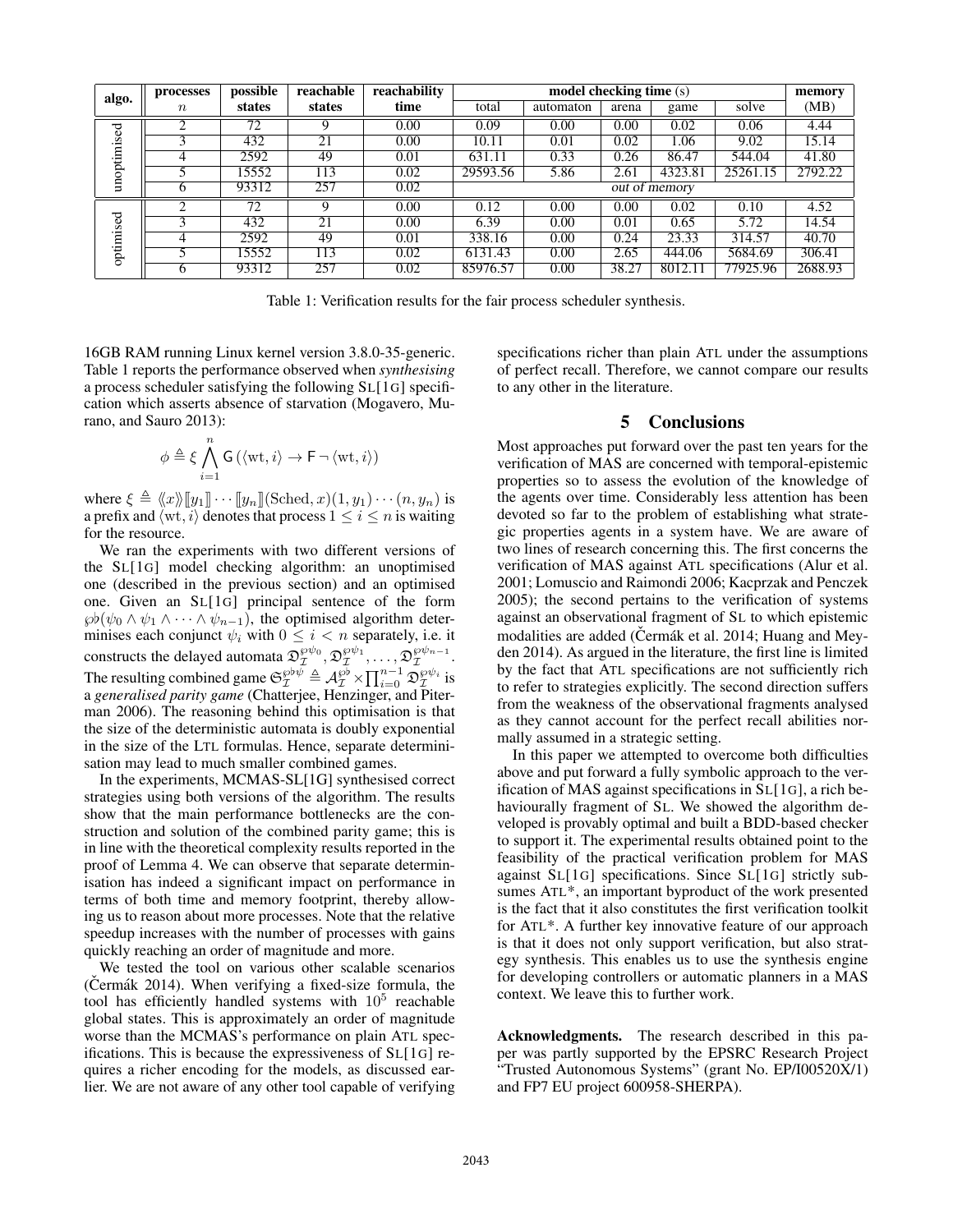| algo. | processes | possible | reachable | reachability | model checking time (s) | | | | | memory |
|---|---|---|---|---|---|---|---|---|---|---|
| | $n$ | states | states | time | total | automaton | arena | game | solve | (MB) |
| unoptimised | 2 | 72 | 9 | 0.00 | 0.09 | 0.00 | 0.00 | 0.02 | 0.06 | 4.44 |
| | 3 | 432 | 21 | 0.00 | 10.11 | 0.01 | 0.02 | 1.06 | 9.02 | 15.14 |
| | 4 | 2592 | 49 | 0.01 | 631.11 | 0.33 | 0.26 | 86.47 | 544.04 | 41.80 |
| | 5 | 15552 | 113 | 0.02 | 29593.56 | 5.86 | 2.61 | 4323.81 | 25261.15 | 2792.22 |
| | 6 | 93312 | 257 | 0.02 | *out of memory* | | | | | |
| optimised | 2 | 72 | 9 | 0.00 | 0.12 | 0.00 | 0.00 | 0.02 | 0.10 | 4.52 |
| | 3 | 432 | 21 | 0.00 | 6.39 | 0.00 | 0.01 | 0.65 | 5.72 | 14.54 |
| | 4 | 2592 | 49 | 0.01 | 338.16 | 0.00 | 0.24 | 23.33 | 314.57 | 40.70 |
| | 5 | 15552 | 113 | 0.02 | 6131.43 | 0.00 | 2.65 | 444.06 | 5684.69 | 306.41 |
| | 6 | 93312 | 257 | 0.02 | 85976.57 | 0.00 | 38.27 | 8012.11 | 77925.96 | 2688.93 |

Table 1: Verification results for the fair process scheduler synthesis.

16GB RAM running Linux kernel version 3.8.0-35-generic. Table 1 reports the performance observed when *synthesising* a process scheduler satisfying the following SL[1G] specification which asserts absence of starvation (Mogavero, Murano, and Sauro 2013):

$$\phi \triangleq \xi \bigwedge_{i=1}^{n} \mathsf{G}\left(\langle \mathrm{wt}, i \rangle \rightarrow \mathsf{F} \neg \langle \mathrm{wt}, i \rangle\right)$$

where $\xi \triangleq \langle\!\langle x \rangle\!\rangle [\![ y_1 ]\!] \cdots [\![ y_n ]\!] (\mathrm{Sched}, x)(1, y_1) \cdots (n, y_n)$ is a prefix and $\langle \mathrm{wt}, i \rangle$ denotes that process $1 \leq i \leq n$ is waiting for the resource.

We ran the experiments with two different versions of the SL[1G] model checking algorithm: an unoptimised one (described in the previous section) and an optimised one. Given an SL[1G] principal sentence of the form $\wp\flat(\psi_0 \wedge \psi_1 \wedge \cdots \wedge \psi_{n-1})$, the optimised algorithm determinises each conjunct $\psi_i$ with $0 \leq i < n$ separately, i.e. it constructs the delayed automata $\mathfrak{D}_{\mathcal{I}}^{\wp\psi_0}, \mathfrak{D}_{\mathcal{I}}^{\wp\psi_1}, \ldots, \mathfrak{D}_{\mathcal{I}}^{\wp\psi_{n-1}}$. The resulting combined game $\mathfrak{G}_{\mathcal{I}}^{\wp\flat\psi} \triangleq \mathcal{A}_{\mathcal{I}}^{\wp\flat} \times \prod_{i=0}^{n-1} \mathfrak{D}_{\mathcal{I}}^{\wp\psi_i}$ is a *generalised parity game* (Chatterjee, Henzinger, and Piterman 2006). The reasoning behind this optimisation is that the size of the deterministic automata is doubly exponential in the size of the LTL formulas. Hence, separate determinisation may lead to much smaller combined games.

In the experiments, MCMAS-SL[1G] synthesised correct strategies using both versions of the algorithm. The results show that the main performance bottlenecks are the construction and solution of the combined parity game; this is in line with the theoretical complexity results reported in the proof of Lemma 4. We can observe that separate determinisation has indeed a significant impact on performance in terms of both time and memory footprint, thereby allowing us to reason about more processes. Note that the relative speedup increases with the number of processes with gains quickly reaching an order of magnitude and more.

We tested the tool on various other scalable scenarios (Čermák 2014). When verifying a fixed-size formula, the tool has efficiently handled systems with $10^5$ reachable global states. This is approximately an order of magnitude worse than the MCMAS's performance on plain ATL specifications. This is because the expressiveness of SL[1G] requires a richer encoding for the models, as discussed earlier. We are not aware of any other tool capable of verifying specifications richer than plain ATL under the assumptions of perfect recall. Therefore, we cannot compare our results to any other in the literature.

## 5 Conclusions

Most approaches put forward over the past ten years for the verification of MAS are concerned with temporal-epistemic properties so to assess the evolution of the knowledge of the agents over time. Considerably less attention has been devoted so far to the problem of establishing what strategic properties agents in a system have. We are aware of two lines of research concerning this. The first concerns the verification of MAS against ATL specifications (Alur et al. 2001; Lomuscio and Raimondi 2006; Kacprzak and Penczek 2005); the second pertains to the verification of systems against an observational fragment of SL to which epistemic modalities are added (Čermák et al. 2014; Huang and Meyden 2014). As argued in the literature, the first line is limited by the fact that ATL specifications are not sufficiently rich to refer to strategies explicitly. The second direction suffers from the weakness of the observational fragments analysed as they cannot account for the perfect recall abilities normally assumed in a strategic setting.

In this paper we attempted to overcome both difficulties above and put forward a fully symbolic approach to the verification of MAS against specifications in SL[1G], a rich behaviourally fragment of SL. We showed the algorithm developed is provably optimal and built a BDD-based checker to support it. The experimental results obtained point to the feasibility of the practical verification problem for MAS against SL[1G] specifications. Since SL[1G] strictly subsumes ATL*, an important byproduct of the work presented is the fact that it also constitutes the first verification toolkit for ATL*. A further key innovative feature of our approach is that it does not only support verification, but also strategy synthesis. This enables us to use the synthesis engine for developing controllers or automatic planners in a MAS context. We leave this to further work.

**Acknowledgments.** The research described in this paper was partly supported by the EPSRC Research Project "Trusted Autonomous Systems" (grant No. EP/I00520X/1) and FP7 EU project 600958-SHERPA).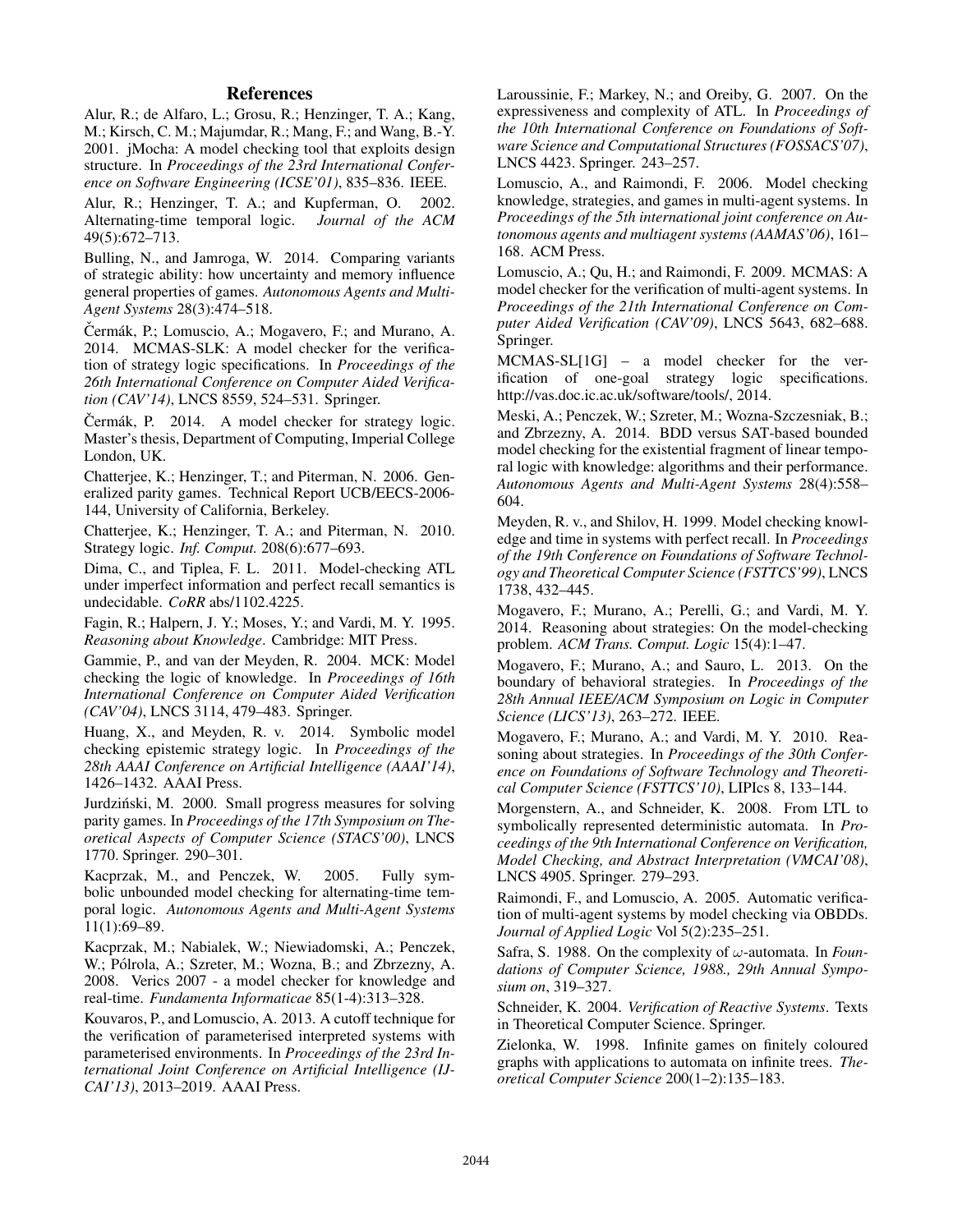## References

Alur, R.; de Alfaro, L.; Grosu, R.; Henzinger, T. A.; Kang, M.; Kirsch, C. M.; Majumdar, R.; Mang, F.; and Wang, B.-Y. 2001. jMocha: A model checking tool that exploits design structure. In *Proceedings of the 23rd International Conference on Software Engineering (ICSE'01)*, 835–836. IEEE.

Alur, R.; Henzinger, T. A.; and Kupferman, O. 2002. Alternating-time temporal logic. *Journal of the ACM* 49(5):672–713.

Bulling, N., and Jamroga, W. 2014. Comparing variants of strategic ability: how uncertainty and memory influence general properties of games. *Autonomous Agents and Multi-Agent Systems* 28(3):474–518.

Čermák, P.; Lomuscio, A.; Mogavero, F.; and Murano, A. 2014. MCMAS-SLK: A model checker for the verification of strategy logic specifications. In *Proceedings of the 26th International Conference on Computer Aided Verification (CAV'14)*, LNCS 8559, 524–531. Springer.

Čermák, P. 2014. A model checker for strategy logic. Master's thesis, Department of Computing, Imperial College London, UK.

Chatterjee, K.; Henzinger, T.; and Piterman, N. 2006. Generalized parity games. Technical Report UCB/EECS-2006-144, University of California, Berkeley.

Chatterjee, K.; Henzinger, T. A.; and Piterman, N. 2010. Strategy logic. *Inf. Comput.* 208(6):677–693.

Dima, C., and Tiplea, F. L. 2011. Model-checking ATL under imperfect information and perfect recall semantics is undecidable. *CoRR* abs/1102.4225.

Fagin, R.; Halpern, J. Y.; Moses, Y.; and Vardi, M. Y. 1995. *Reasoning about Knowledge*. Cambridge: MIT Press.

Gammie, P., and van der Meyden, R. 2004. MCK: Model checking the logic of knowledge. In *Proceedings of 16th International Conference on Computer Aided Verification (CAV'04)*, LNCS 3114, 479–483. Springer.

Huang, X., and Meyden, R. v. 2014. Symbolic model checking epistemic strategy logic. In *Proceedings of the 28th AAAI Conference on Artificial Intelligence (AAAI'14)*, 1426–1432. AAAI Press.

Jurdziński, M. 2000. Small progress measures for solving parity games. In *Proceedings of the 17th Symposium on Theoretical Aspects of Computer Science (STACS'00)*, LNCS 1770. Springer. 290–301.

Kacprzak, M., and Penczek, W. 2005. Fully symbolic unbounded model checking for alternating-time temporal logic. *Autonomous Agents and Multi-Agent Systems* 11(1):69–89.

Kacprzak, M.; Nabialek, W.; Niewiadomski, A.; Penczek, W.; Pólrola, A.; Szreter, M.; Wozna, B.; and Zbrzezny, A. 2008. Verics 2007 - a model checker for knowledge and real-time. *Fundamenta Informaticae* 85(1-4):313–328.

Kouvaros, P., and Lomuscio, A. 2013. A cutoff technique for the verification of parameterised interpreted systems with parameterised environments. In *Proceedings of the 23rd International Joint Conference on Artificial Intelligence (IJCAI'13)*, 2013–2019. AAAI Press.

Laroussinie, F.; Markey, N.; and Oreiby, G. 2007. On the expressiveness and complexity of ATL. In *Proceedings of the 10th International Conference on Foundations of Software Science and Computational Structures (FOSSACS'07)*, LNCS 4423. Springer. 243–257.

Lomuscio, A., and Raimondi, F. 2006. Model checking knowledge, strategies, and games in multi-agent systems. In *Proceedings of the 5th international joint conference on Autonomous agents and multiagent systems (AAMAS'06)*, 161–168. ACM Press.

Lomuscio, A.; Qu, H.; and Raimondi, F. 2009. MCMAS: A model checker for the verification of multi-agent systems. In *Proceedings of the 21th International Conference on Computer Aided Verification (CAV'09)*, LNCS 5643, 682–688. Springer.

MCMAS-SL[1G] – a model checker for the verification of one-goal strategy logic specifications. http://vas.doc.ic.ac.uk/software/tools/, 2014.

Meski, A.; Penczek, W.; Szreter, M.; Wozna-Szczesniak, B.; and Zbrzezny, A. 2014. BDD versus SAT-based bounded model checking for the existential fragment of linear temporal logic with knowledge: algorithms and their performance. *Autonomous Agents and Multi-Agent Systems* 28(4):558–604.

Meyden, R. v., and Shilov, H. 1999. Model checking knowledge and time in systems with perfect recall. In *Proceedings of the 19th Conference on Foundations of Software Technology and Theoretical Computer Science (FSTTCS'99)*, LNCS 1738, 432–445.

Mogavero, F.; Murano, A.; Perelli, G.; and Vardi, M. Y. 2014. Reasoning about strategies: On the model-checking problem. *ACM Trans. Comput. Logic* 15(4):1–47.

Mogavero, F.; Murano, A.; and Sauro, L. 2013. On the boundary of behavioral strategies. In *Proceedings of the 28th Annual IEEE/ACM Symposium on Logic in Computer Science (LICS'13)*, 263–272. IEEE.

Mogavero, F.; Murano, A.; and Vardi, M. Y. 2010. Reasoning about strategies. In *Proceedings of the 30th Conference on Foundations of Software Technology and Theoretical Computer Science (FSTTCS'10)*, LIPIcs 8, 133–144.

Morgenstern, A., and Schneider, K. 2008. From LTL to symbolically represented deterministic automata. In *Proceedings of the 9th International Conference on Verification, Model Checking, and Abstract Interpretation (VMCAI'08)*, LNCS 4905. Springer. 279–293.

Raimondi, F., and Lomuscio, A. 2005. Automatic verification of multi-agent systems by model checking via OBDDs. *Journal of Applied Logic* Vol 5(2):235–251.

Safra, S. 1988. On the complexity of $\omega$-automata. In *Foundations of Computer Science, 1988., 29th Annual Symposium on*, 319–327.

Schneider, K. 2004. *Verification of Reactive Systems*. Texts in Theoretical Computer Science. Springer.

Zielonka, W. 1998. Infinite games on finitely coloured graphs with applications to automata on infinite trees. *Theoretical Computer Science* 200(1–2):135–183.